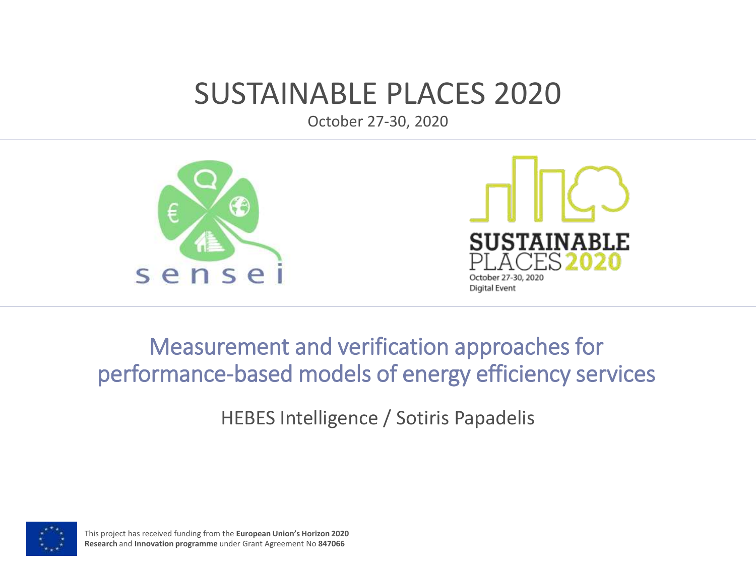# SUSTAINABLE PLACES 2020

October 27-30, 2020

## Measurement and verification approaches for performance-based models of energy efficiency services

HEBES Intelligence / Sotiris Papadelis

This project has received funding from the **European Union's Horizon 2020 Research** and **Innovation programme** under Grant Agreement No **847066**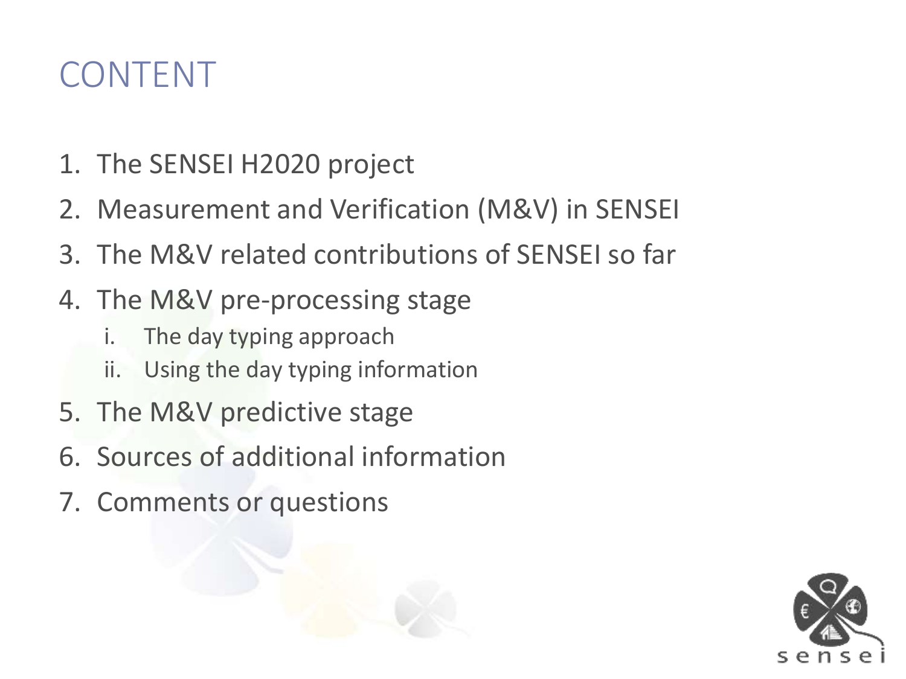# CONTENT

1. The SENSEI H2020 project
2. Measurement and Verification (M&V) in SENSEI
3. The M&V related contributions of SENSEI so far
4. The M&V pre-processing stage
   1. The day typing approach
   2. Using the day typing information
5. The M&V predictive stage
6. Sources of additional information
7. Comments or questions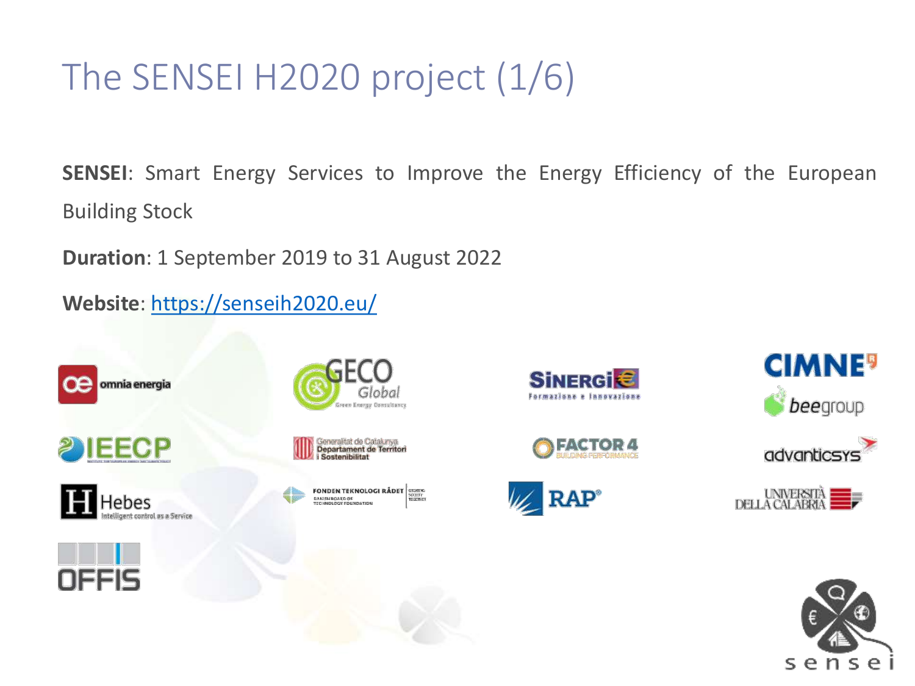# The SENSEI H2020 project (1/6)

**SENSEI**: Smart Energy Services to Improve the Energy Efficiency of the European Building Stock

**Duration**: 1 September 2019 to 31 August 2022

**Website**: https://senseih2020.eu/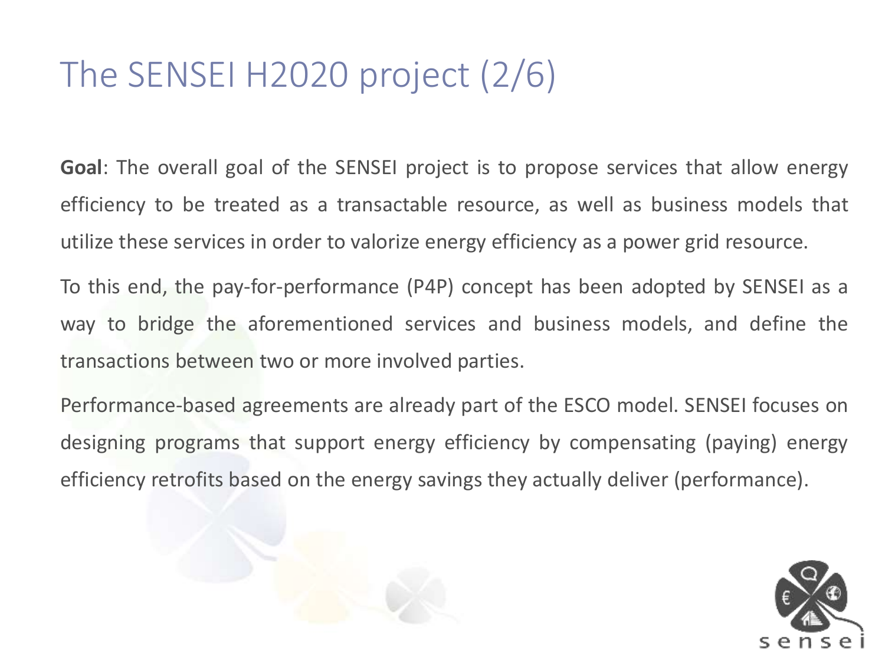# The SENSEI H2020 project (2/6)

**Goal**: The overall goal of the SENSEI project is to propose services that allow energy efficiency to be treated as a transactable resource, as well as business models that utilize these services in order to valorize energy efficiency as a power grid resource.

To this end, the pay-for-performance (P4P) concept has been adopted by SENSEI as a way to bridge the aforementioned services and business models, and define the transactions between two or more involved parties.

Performance-based agreements are already part of the ESCO model. SENSEI focuses on designing programs that support energy efficiency by compensating (paying) energy efficiency retrofits based on the energy savings they actually deliver (performance).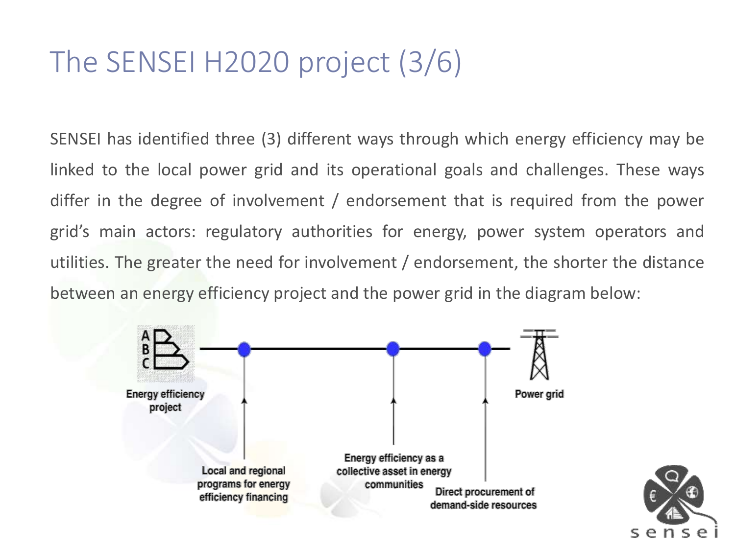# The SENSEI H2020 project (3/6)

SENSEI has identified three (3) different ways through which energy efficiency may be linked to the local power grid and its operational goals and challenges. These ways differ in the degree of involvement / endorsement that is required from the power grid's main actors: regulatory authorities for energy, power system operators and utilities. The greater the need for involvement / endorsement, the shorter the distance between an energy efficiency project and the power grid in the diagram below:

Energy efficiency project

Power grid

Local and regional programs for energy efficiency financing

Energy efficiency as a collective asset in energy communities

Direct procurement of demand-side resources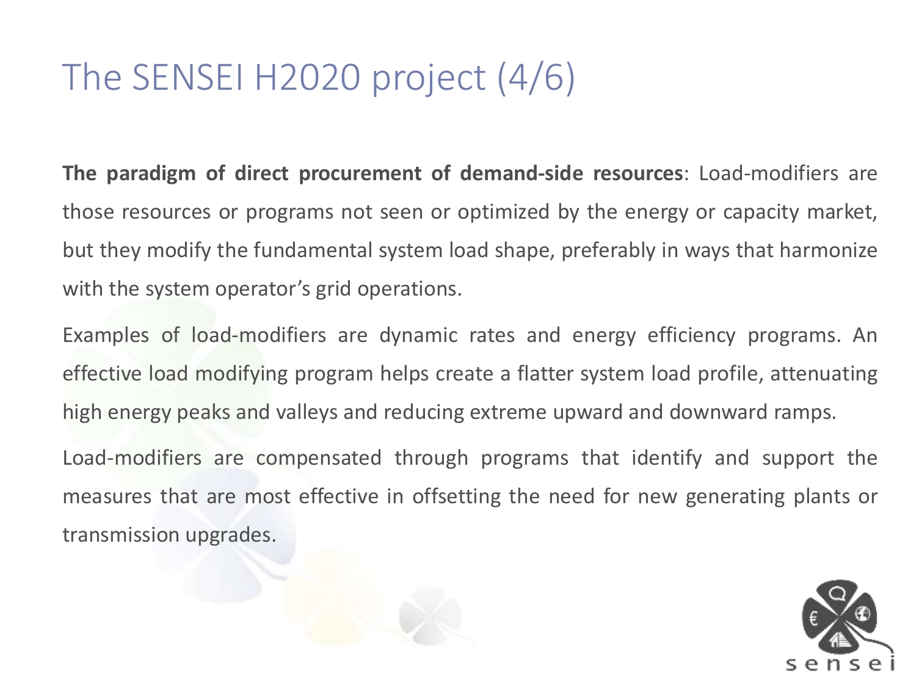# The SENSEI H2020 project (4/6)

**The paradigm of direct procurement of demand-side resources**: Load-modifiers are those resources or programs not seen or optimized by the energy or capacity market, but they modify the fundamental system load shape, preferably in ways that harmonize with the system operator's grid operations.

Examples of load-modifiers are dynamic rates and energy efficiency programs. An effective load modifying program helps create a flatter system load profile, attenuating high energy peaks and valleys and reducing extreme upward and downward ramps.

Load-modifiers are compensated through programs that identify and support the measures that are most effective in offsetting the need for new generating plants or transmission upgrades.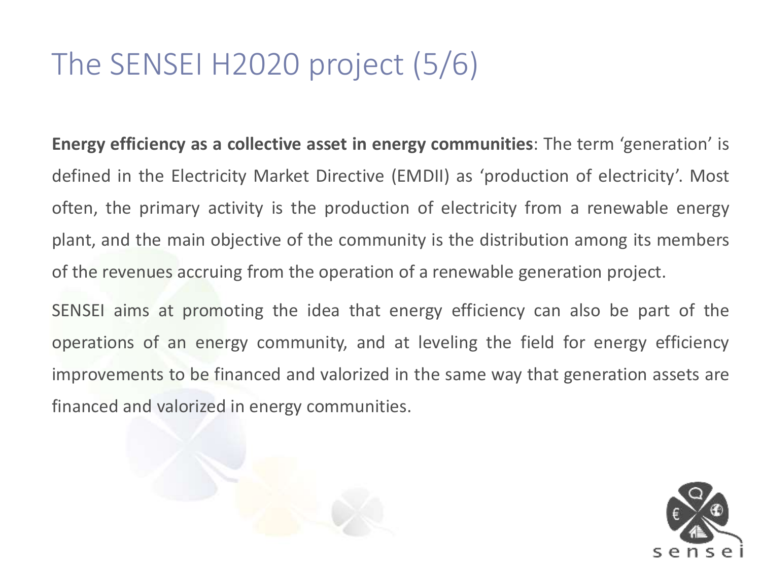# The SENSEI H2020 project (5/6)

**Energy efficiency as a collective asset in energy communities**: The term ‘generation’ is defined in the Electricity Market Directive (EMDII) as ‘production of electricity’. Most often, the primary activity is the production of electricity from a renewable energy plant, and the main objective of the community is the distribution among its members of the revenues accruing from the operation of a renewable generation project.

SENSEI aims at promoting the idea that energy efficiency can also be part of the operations of an energy community, and at leveling the field for energy efficiency improvements to be financed and valorized in the same way that generation assets are financed and valorized in energy communities.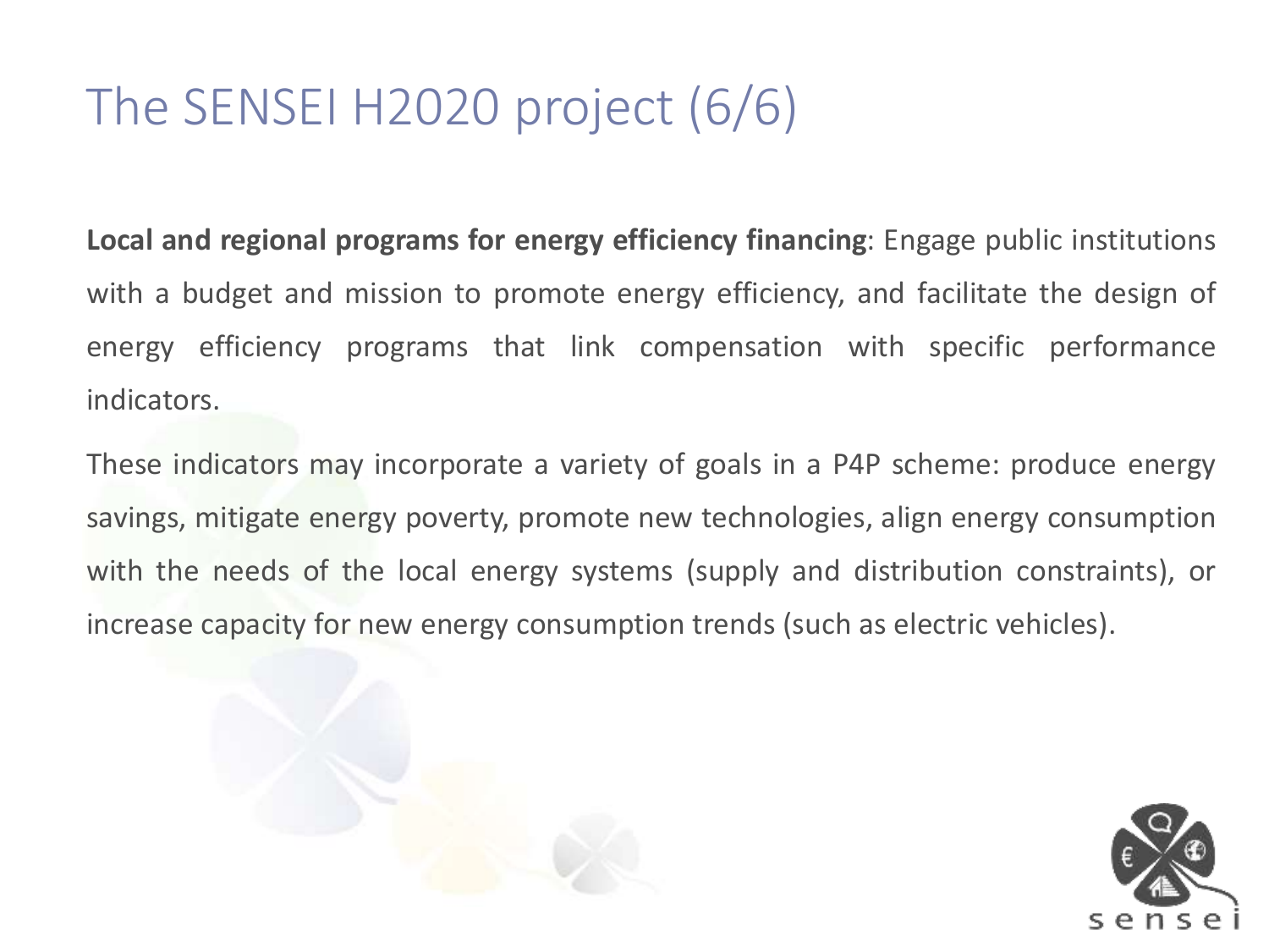# The SENSEI H2020 project (6/6)

**Local and regional programs for energy efficiency financing**: Engage public institutions with a budget and mission to promote energy efficiency, and facilitate the design of energy efficiency programs that link compensation with specific performance indicators.

These indicators may incorporate a variety of goals in a P4P scheme: produce energy savings, mitigate energy poverty, promote new technologies, align energy consumption with the needs of the local energy systems (supply and distribution constraints), or increase capacity for new energy consumption trends (such as electric vehicles).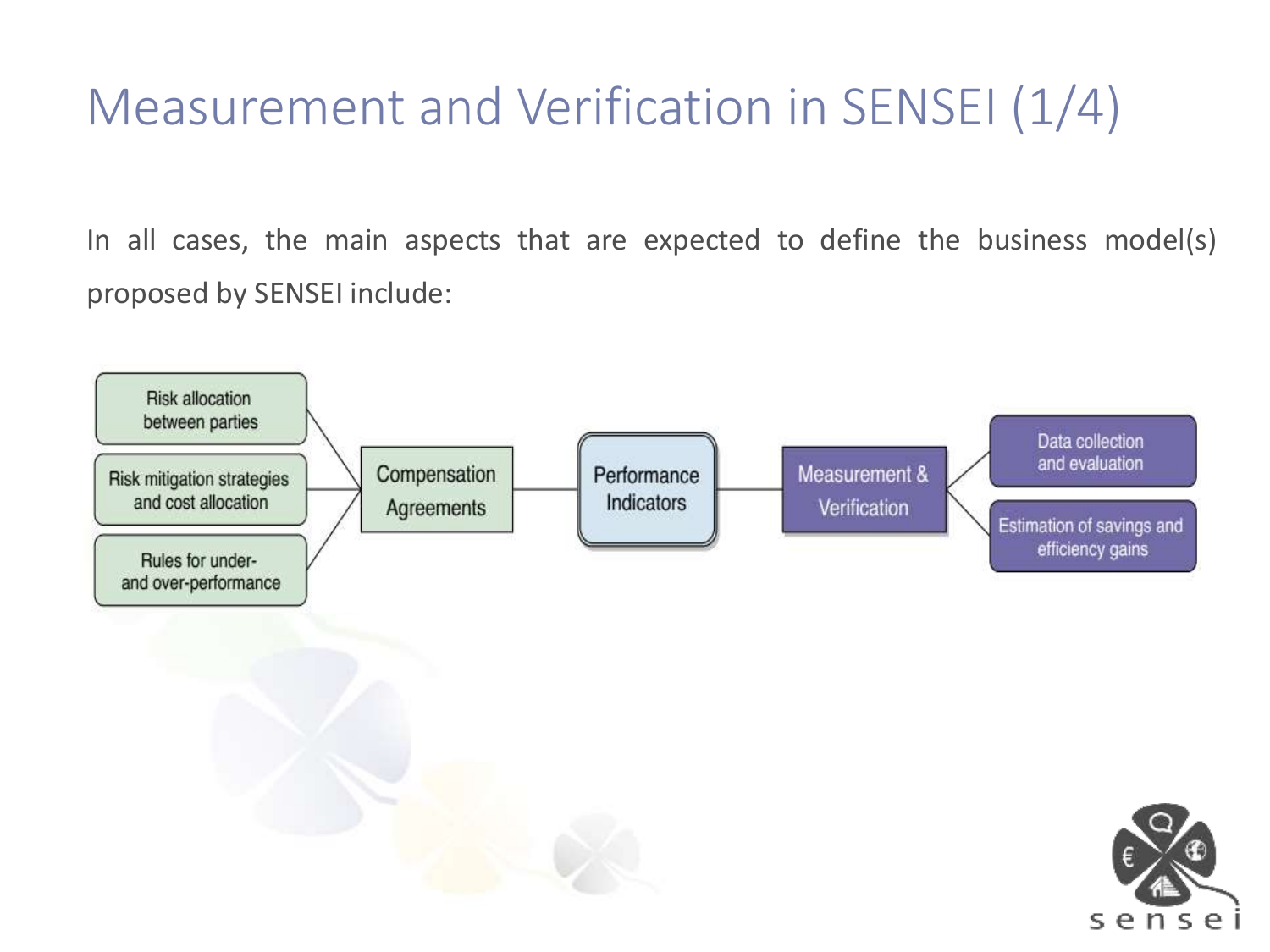# Measurement and Verification in SENSEI (1/4)

In all cases, the main aspects that are expected to define the business model(s) proposed by SENSEI include:

- Risk allocation between parties
- Risk mitigation strategies and cost allocation
- Rules for under- and over-performance

Compensation Agreements

Performance Indicators

Measurement & Verification

- Data collection and evaluation
- Estimation of savings and efficiency gains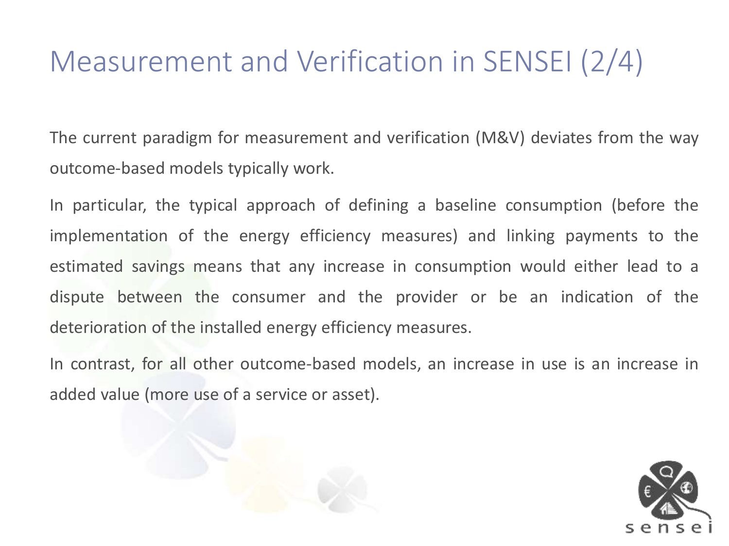# Measurement and Verification in SENSEI (2/4)

The current paradigm for measurement and verification (M&V) deviates from the way outcome-based models typically work.

In particular, the typical approach of defining a baseline consumption (before the implementation of the energy efficiency measures) and linking payments to the estimated savings means that any increase in consumption would either lead to a dispute between the consumer and the provider or be an indication of the deterioration of the installed energy efficiency measures.

In contrast, for all other outcome-based models, an increase in use is an increase in added value (more use of a service or asset).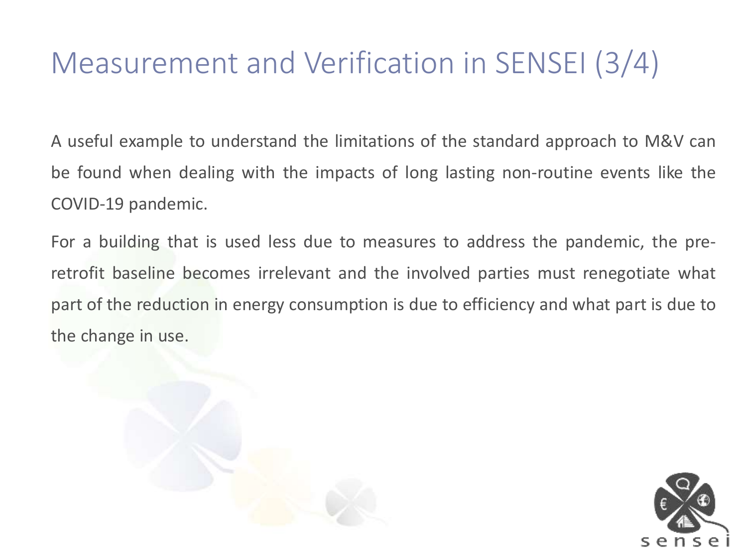# Measurement and Verification in SENSEI (3/4)

A useful example to understand the limitations of the standard approach to M&V can be found when dealing with the impacts of long lasting non-routine events like the COVID-19 pandemic.

For a building that is used less due to measures to address the pandemic, the pre-retrofit baseline becomes irrelevant and the involved parties must renegotiate what part of the reduction in energy consumption is due to efficiency and what part is due to the change in use.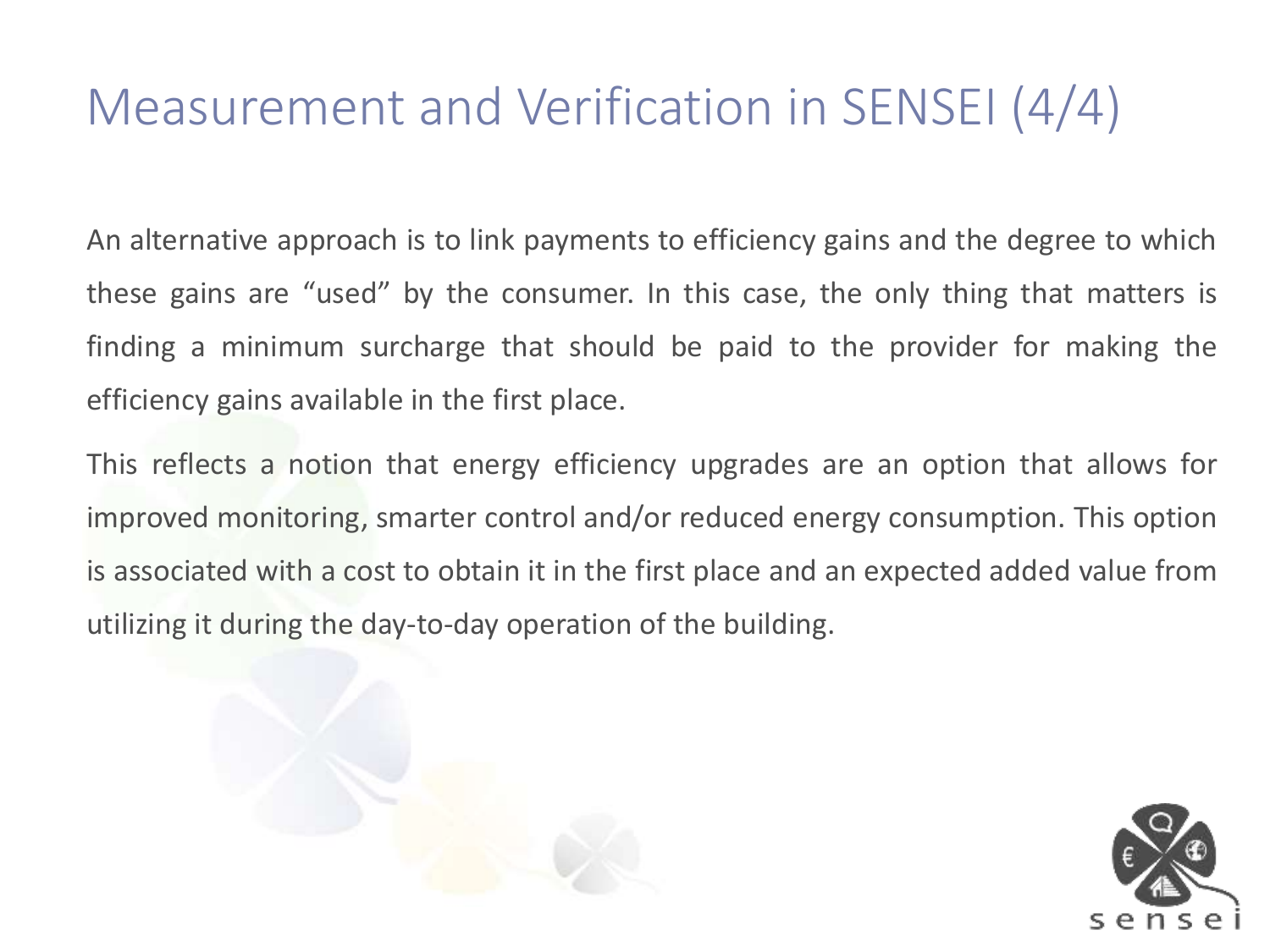# Measurement and Verification in SENSEI (4/4)

An alternative approach is to link payments to efficiency gains and the degree to which these gains are "used" by the consumer. In this case, the only thing that matters is finding a minimum surcharge that should be paid to the provider for making the efficiency gains available in the first place.

This reflects a notion that energy efficiency upgrades are an option that allows for improved monitoring, smarter control and/or reduced energy consumption. This option is associated with a cost to obtain it in the first place and an expected added value from utilizing it during the day-to-day operation of the building.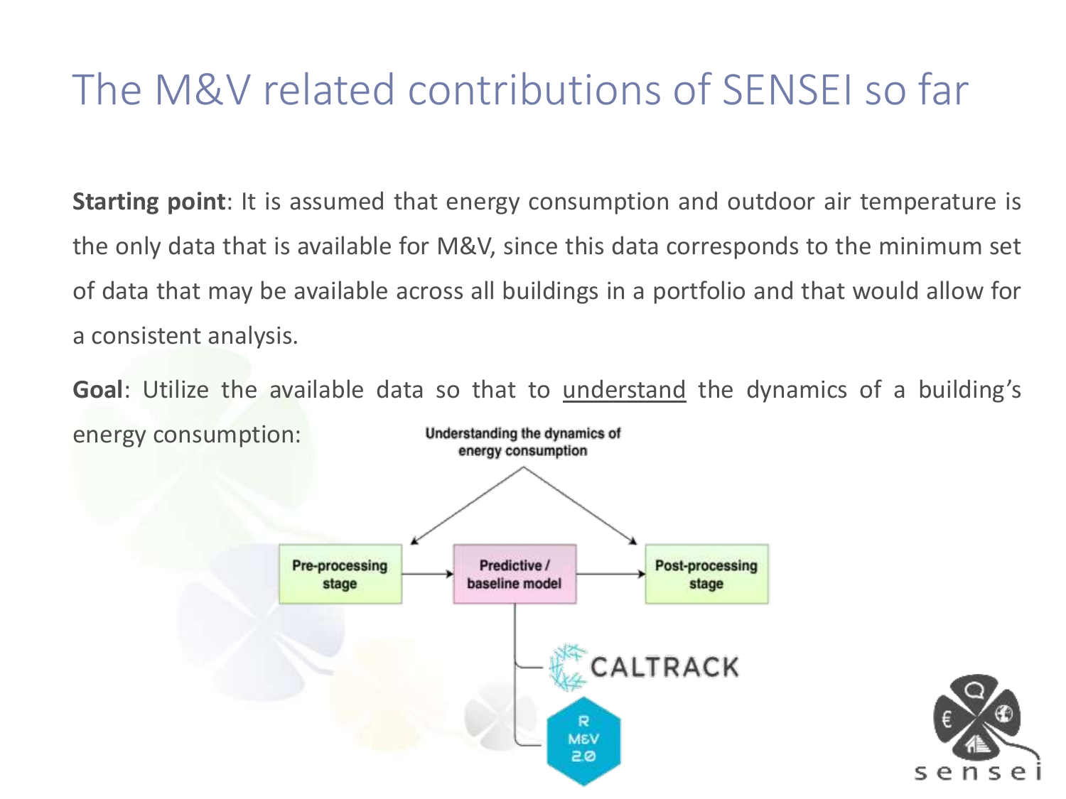# The M&V related contributions of SENSEI so far

**Starting point**: It is assumed that energy consumption and outdoor air temperature is the only data that is available for M&V, since this data corresponds to the minimum set of data that may be available across all buildings in a portfolio and that would allow for a consistent analysis.

**Goal**: Utilize the available data so that to understand the dynamics of a building's energy consumption:

Understanding the dynamics of energy consumption

Pre-processing stage → Predictive / baseline model → Post-processing stage

CALTRACK

R M&V 2.0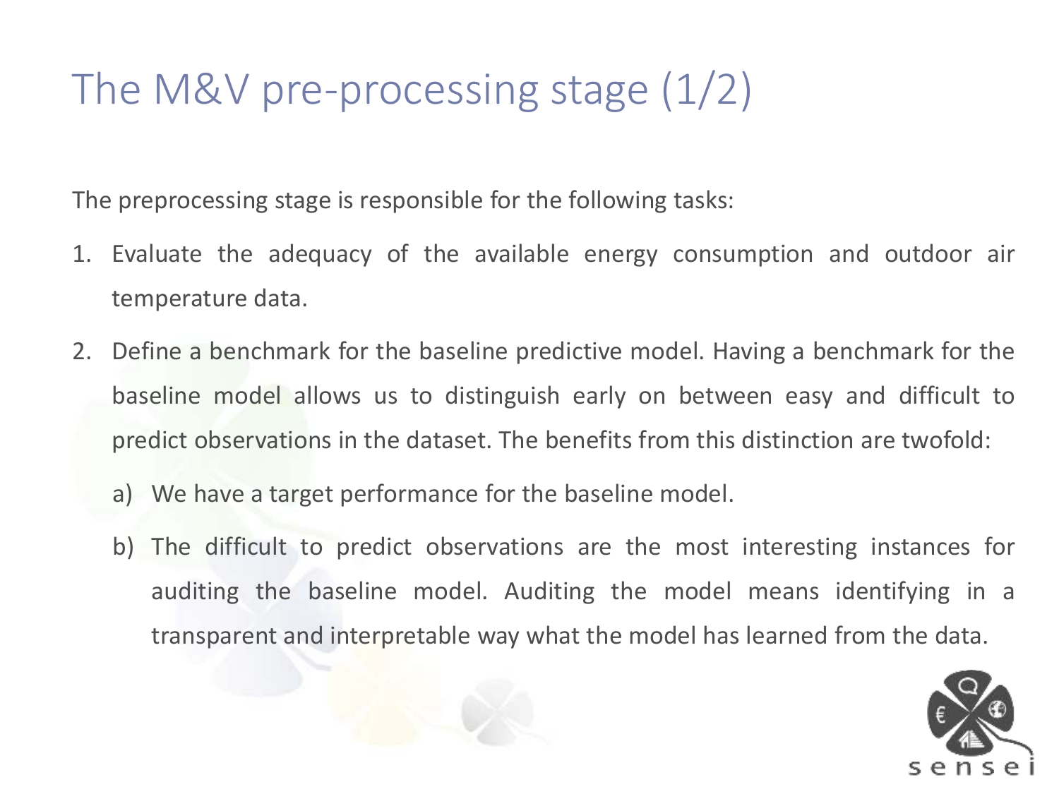# The M&V pre-processing stage (1/2)

The preprocessing stage is responsible for the following tasks:

1. Evaluate the adequacy of the available energy consumption and outdoor air temperature data.
2. Define a benchmark for the baseline predictive model. Having a benchmark for the baseline model allows us to distinguish early on between easy and difficult to predict observations in the dataset. The benefits from this distinction are twofold:
   a) We have a target performance for the baseline model.
   b) The difficult to predict observations are the most interesting instances for auditing the baseline model. Auditing the model means identifying in a transparent and interpretable way what the model has learned from the data.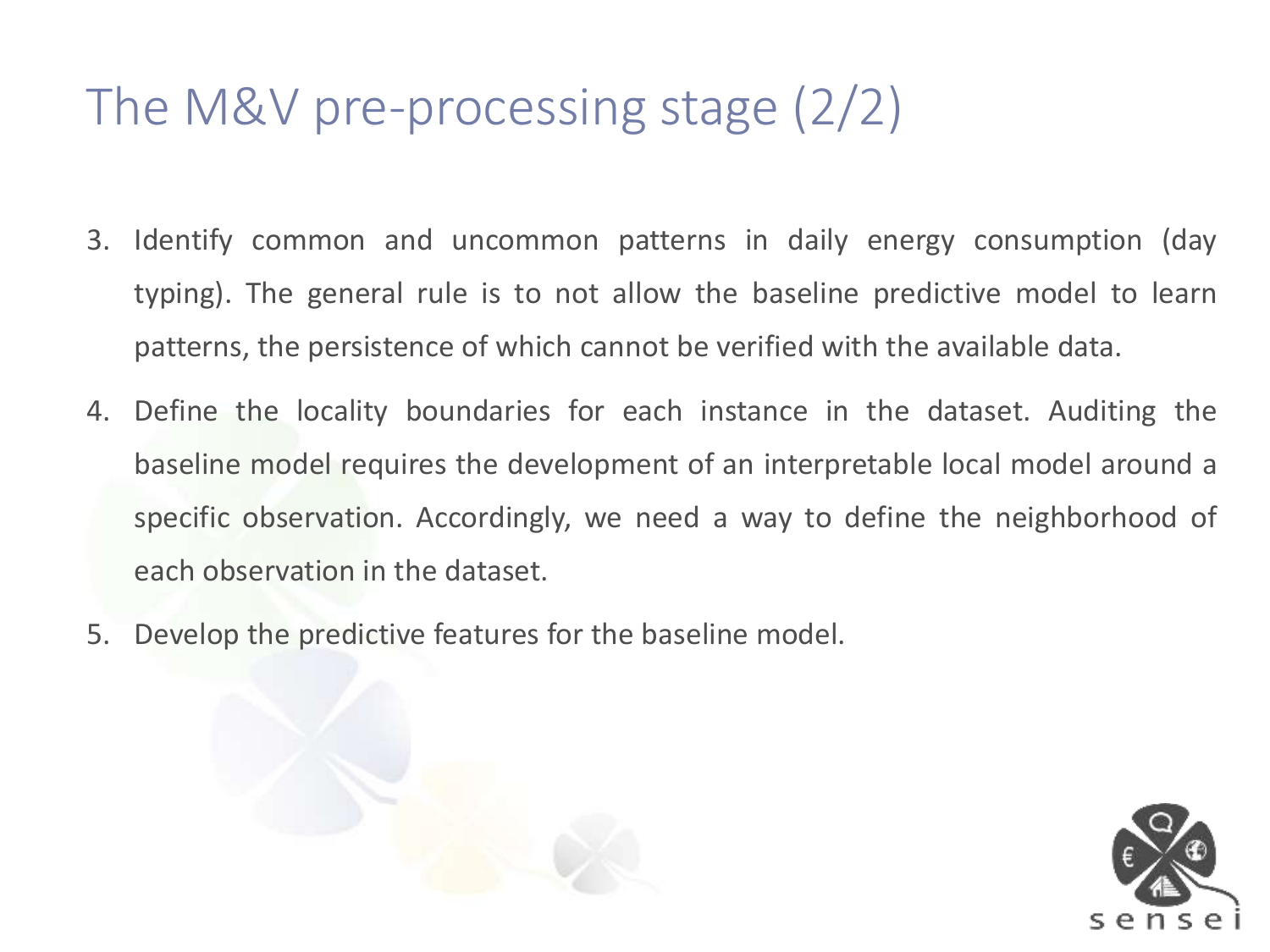# The M&V pre-processing stage (2/2)

3. Identify common and uncommon patterns in daily energy consumption (day typing). The general rule is to not allow the baseline predictive model to learn patterns, the persistence of which cannot be verified with the available data.
4. Define the locality boundaries for each instance in the dataset. Auditing the baseline model requires the development of an interpretable local model around a specific observation. Accordingly, we need a way to define the neighborhood of each observation in the dataset.
5. Develop the predictive features for the baseline model.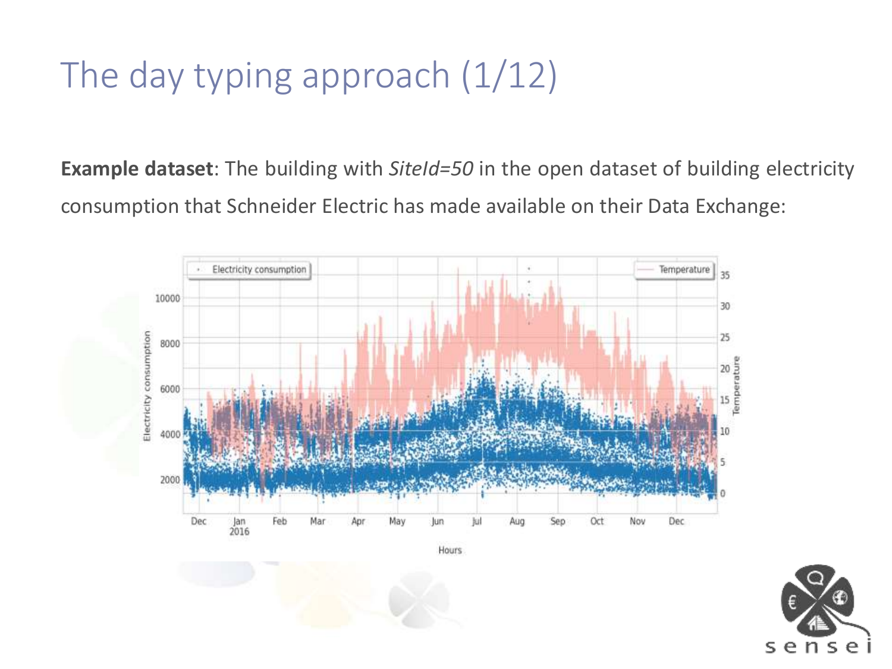# The day typing approach (1/12)

**Example dataset**: The building with *SiteId=50* in the open dataset of building electricity consumption that Schneider Electric has made available on their Data Exchange: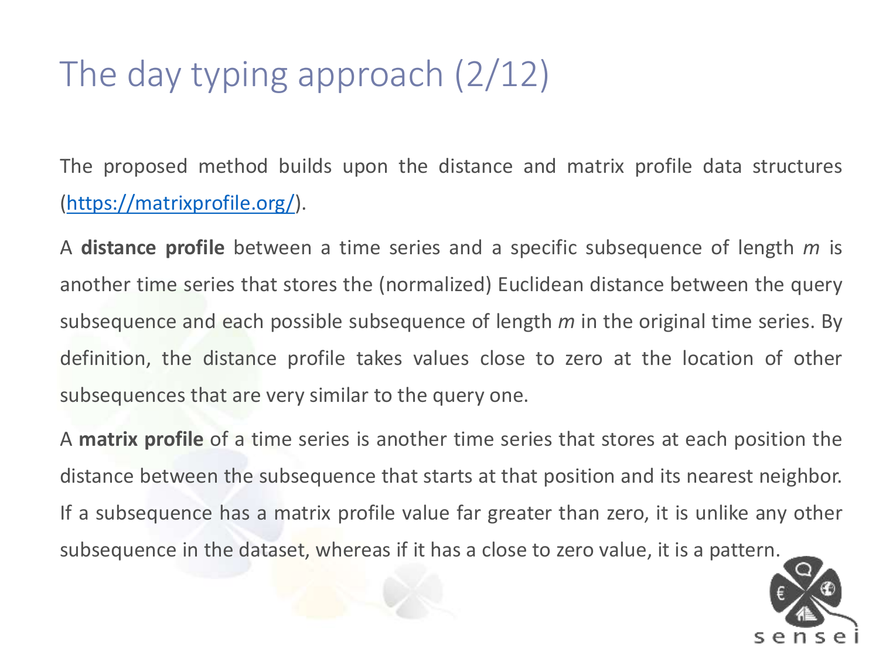# The day typing approach (2/12)

The proposed method builds upon the distance and matrix profile data structures ([https://matrixprofile.org/](https://matrixprofile.org/)).

A **distance profile** between a time series and a specific subsequence of length *m* is another time series that stores the (normalized) Euclidean distance between the query subsequence and each possible subsequence of length *m* in the original time series. By definition, the distance profile takes values close to zero at the location of other subsequences that are very similar to the query one.

A **matrix profile** of a time series is another time series that stores at each position the distance between the subsequence that starts at that position and its nearest neighbor. If a subsequence has a matrix profile value far greater than zero, it is unlike any other subsequence in the dataset, whereas if it has a close to zero value, it is a pattern.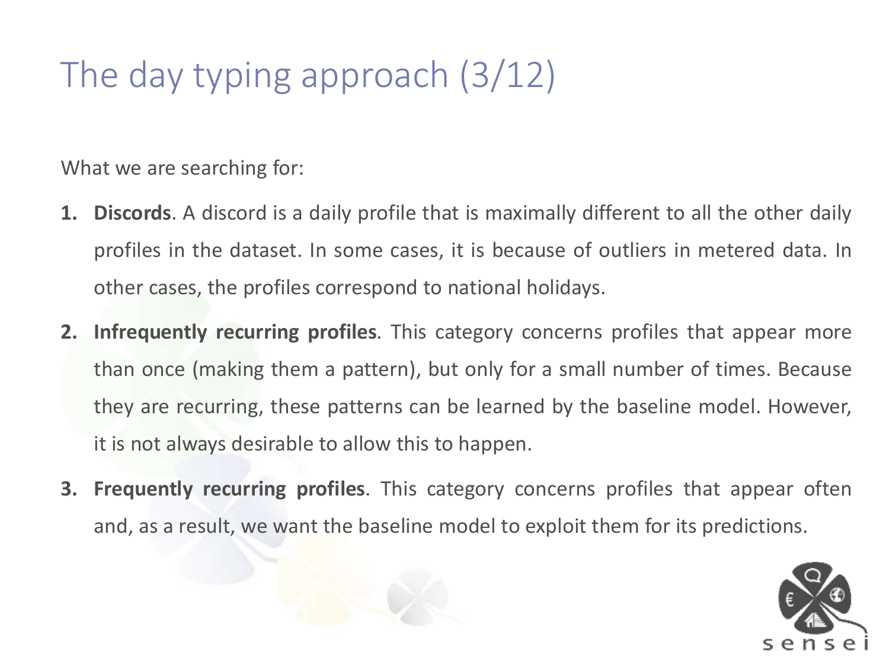# The day typing approach (3/12)

What we are searching for:

1. **Discords**. A discord is a daily profile that is maximally different to all the other daily profiles in the dataset. In some cases, it is because of outliers in metered data. In other cases, the profiles correspond to national holidays.
2. **Infrequently recurring profiles**. This category concerns profiles that appear more than once (making them a pattern), but only for a small number of times. Because they are recurring, these patterns can be learned by the baseline model. However, it is not always desirable to allow this to happen.
3. **Frequently recurring profiles**. This category concerns profiles that appear often and, as a result, we want the baseline model to exploit them for its predictions.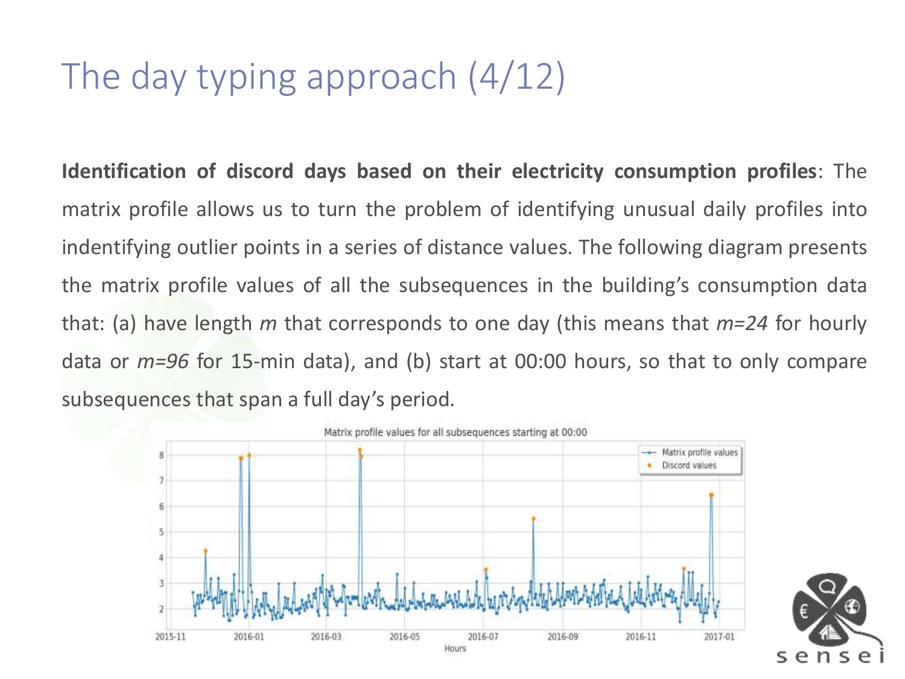# The day typing approach (4/12)

**Identification of discord days based on their electricity consumption profiles**: The matrix profile allows us to turn the problem of identifying unusual daily profiles into indentifying outlier points in a series of distance values. The following diagram presents the matrix profile values of all the subsequences in the building's consumption data that: (a) have length *m* that corresponds to one day (this means that *m=24* for hourly data or *m=96* for 15-min data), and (b) start at 00:00 hours, so that to only compare subsequences that span a full day's period.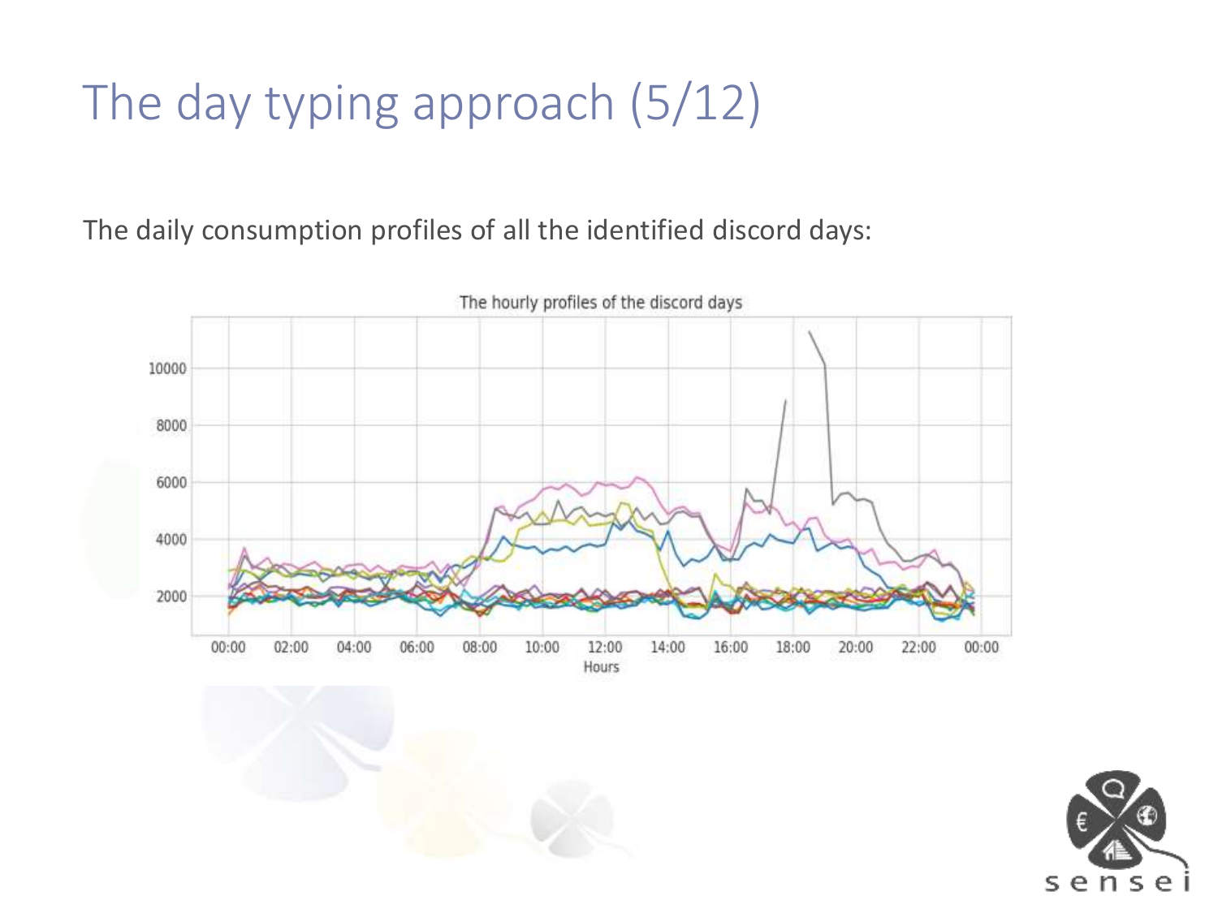# The day typing approach (5/12)

The daily consumption profiles of all the identified discord days:

The hourly profiles of the discord days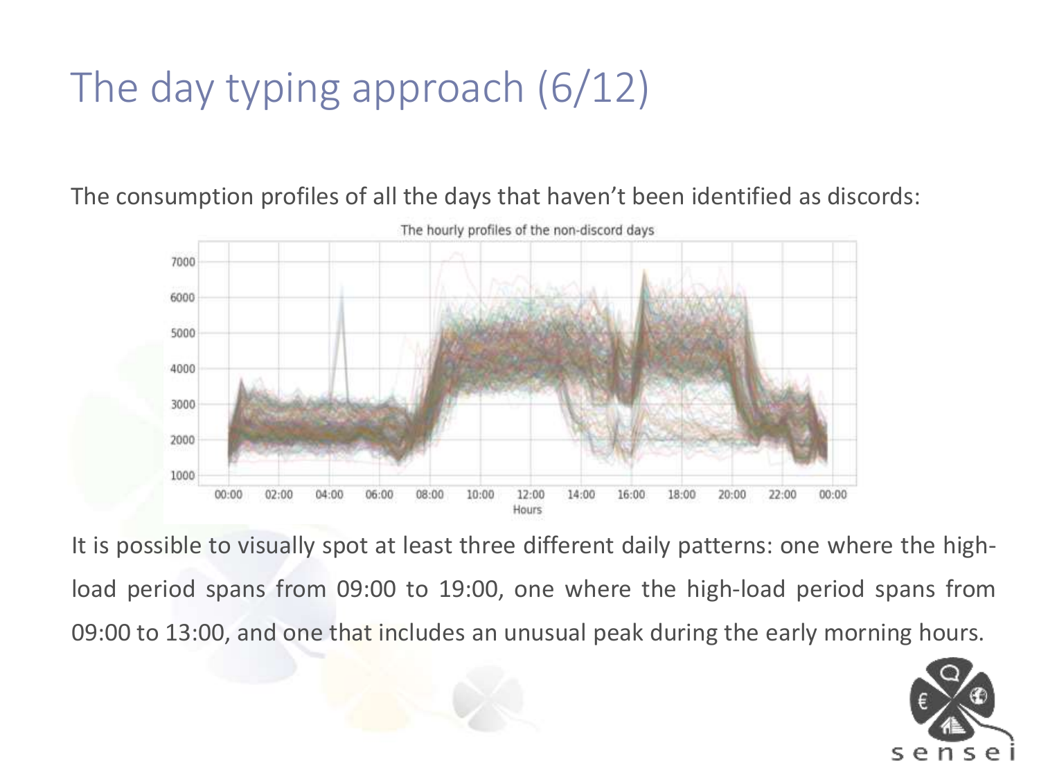# The day typing approach (6/12)

The consumption profiles of all the days that haven't been identified as discords:

It is possible to visually spot at least three different daily patterns: one where the high-load period spans from 09:00 to 19:00, one where the high-load period spans from 09:00 to 13:00, and one that includes an unusual peak during the early morning hours.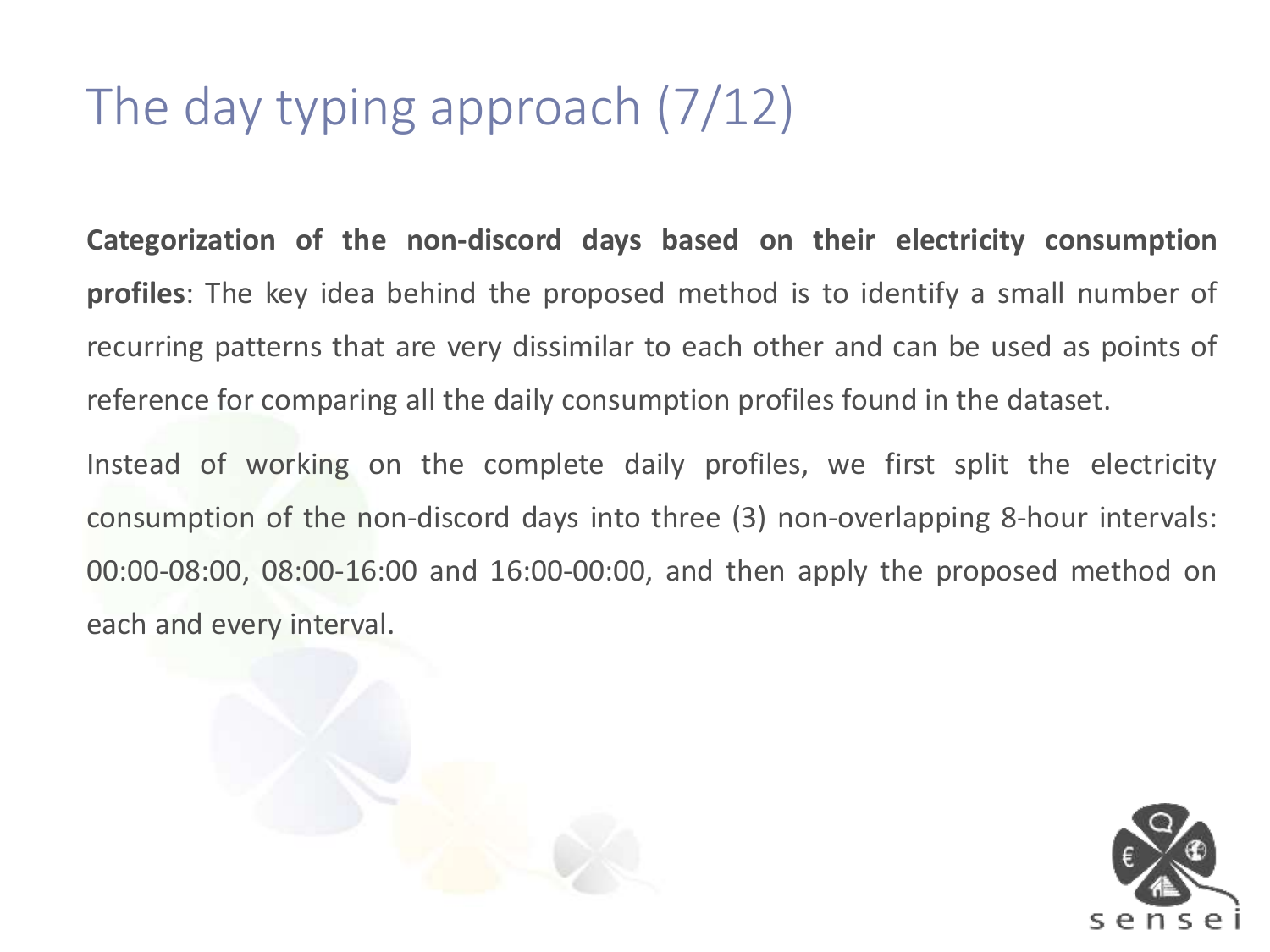# The day typing approach (7/12)

**Categorization of the non-discord days based on their electricity consumption profiles**: The key idea behind the proposed method is to identify a small number of recurring patterns that are very dissimilar to each other and can be used as points of reference for comparing all the daily consumption profiles found in the dataset.

Instead of working on the complete daily profiles, we first split the electricity consumption of the non-discord days into three (3) non-overlapping 8-hour intervals: 00:00-08:00, 08:00-16:00 and 16:00-00:00, and then apply the proposed method on each and every interval.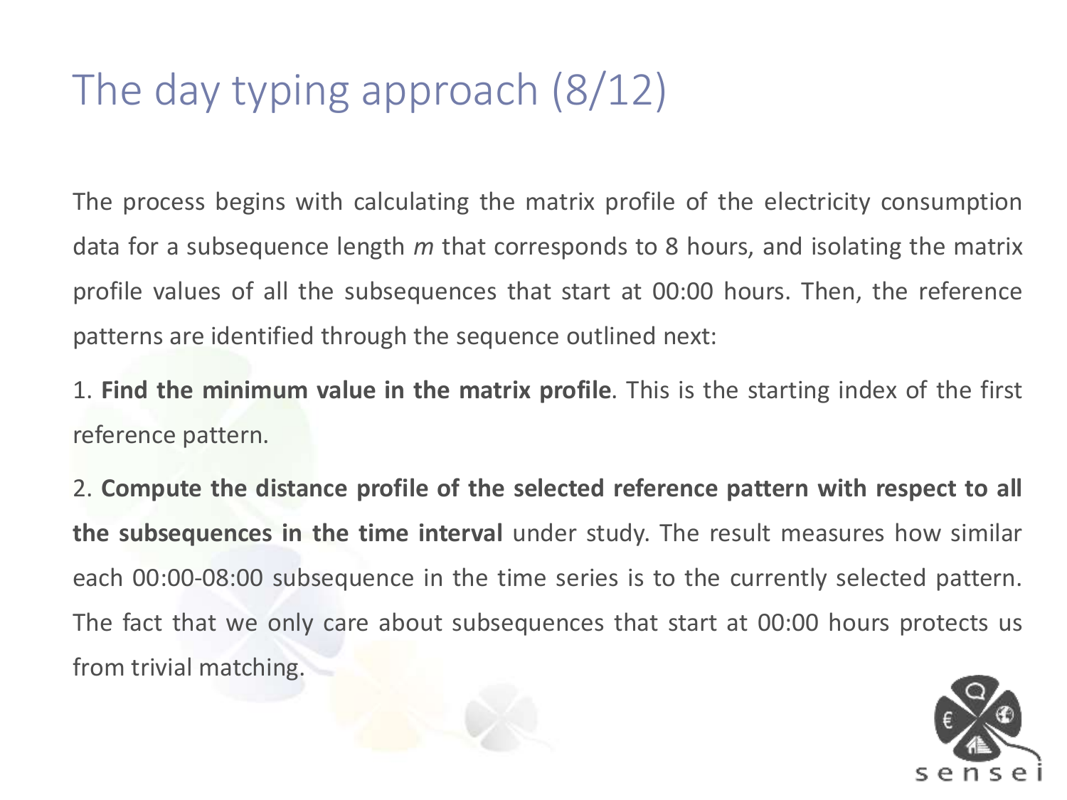# The day typing approach (8/12)

The process begins with calculating the matrix profile of the electricity consumption data for a subsequence length *m* that corresponds to 8 hours, and isolating the matrix profile values of all the subsequences that start at 00:00 hours. Then, the reference patterns are identified through the sequence outlined next:

1. **Find the minimum value in the matrix profile**. This is the starting index of the first reference pattern.

2. **Compute the distance profile of the selected reference pattern with respect to all the subsequences in the time interval** under study. The result measures how similar each 00:00-08:00 subsequence in the time series is to the currently selected pattern. The fact that we only care about subsequences that start at 00:00 hours protects us from trivial matching.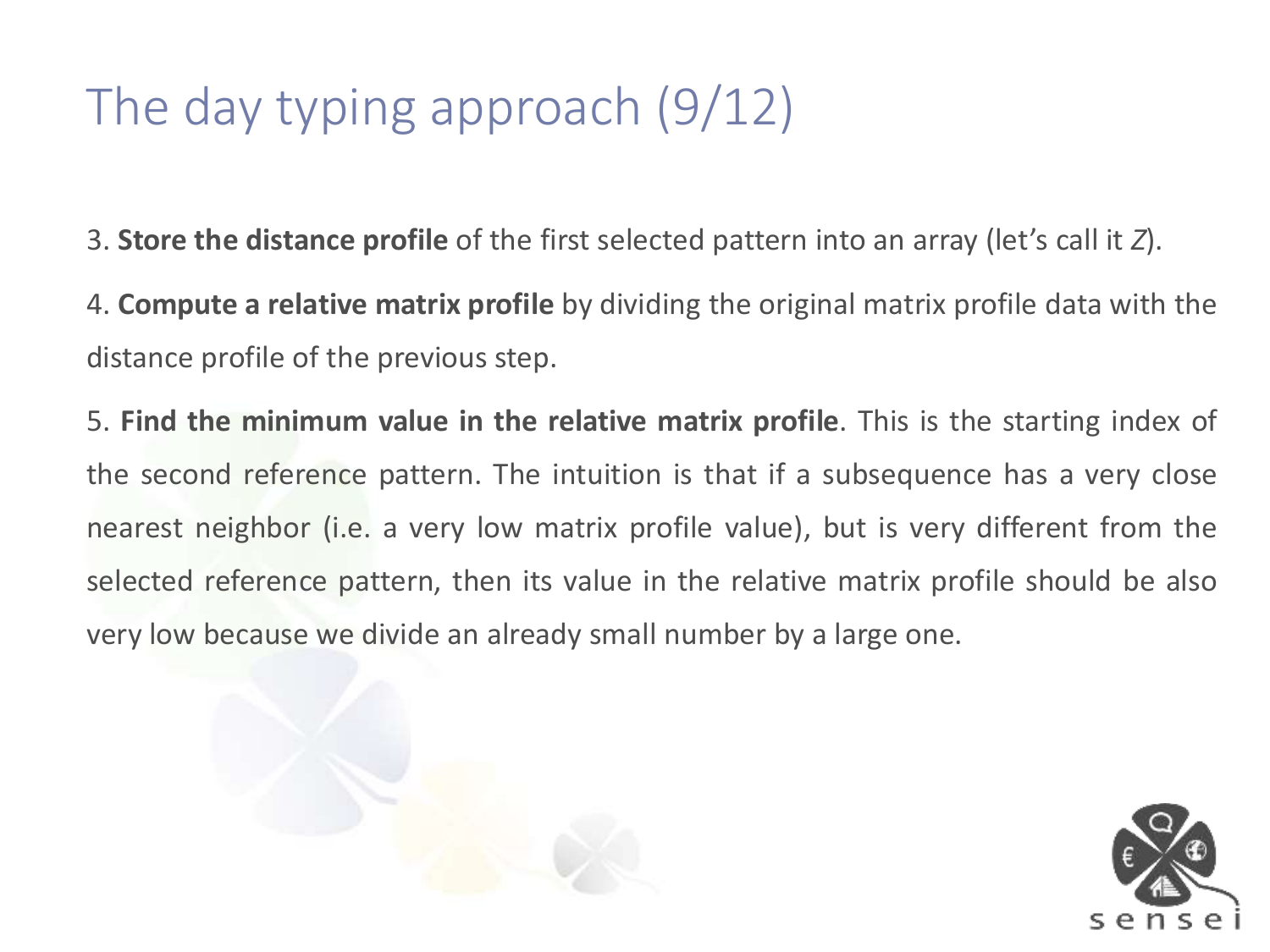# The day typing approach (9/12)

3. **Store the distance profile** of the first selected pattern into an array (let's call it *Z*).

4. **Compute a relative matrix profile** by dividing the original matrix profile data with the distance profile of the previous step.

5. **Find the minimum value in the relative matrix profile**. This is the starting index of the second reference pattern. The intuition is that if a subsequence has a very close nearest neighbor (i.e. a very low matrix profile value), but is very different from the selected reference pattern, then its value in the relative matrix profile should be also very low because we divide an already small number by a large one.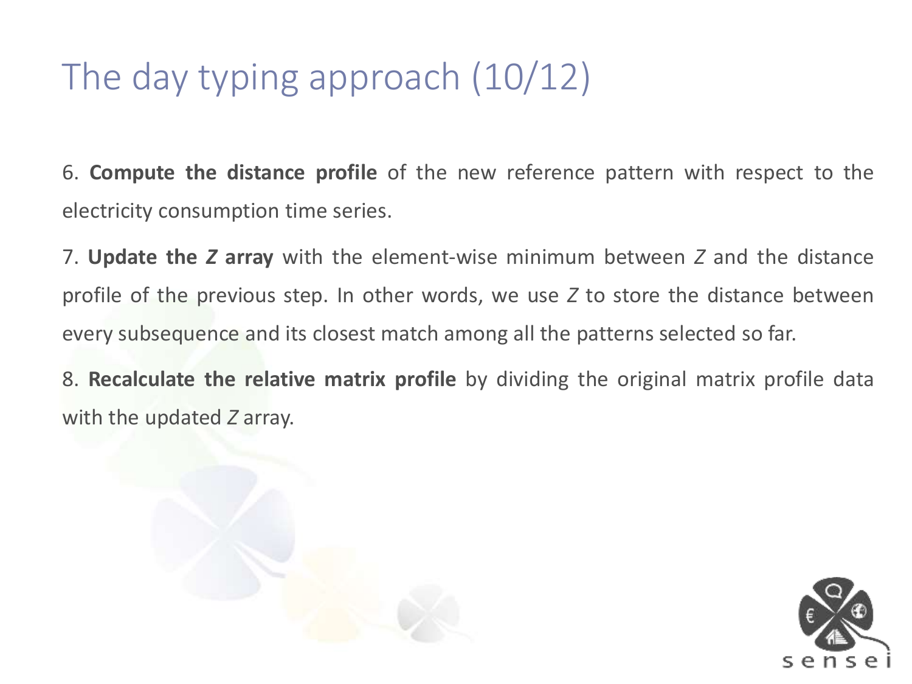# The day typing approach (10/12)

6. **Compute the distance profile** of the new reference pattern with respect to the electricity consumption time series.

7. **Update the *Z* array** with the element-wise minimum between *Z* and the distance profile of the previous step. In other words, we use *Z* to store the distance between every subsequence and its closest match among all the patterns selected so far.

8. **Recalculate the relative matrix profile** by dividing the original matrix profile data with the updated *Z* array.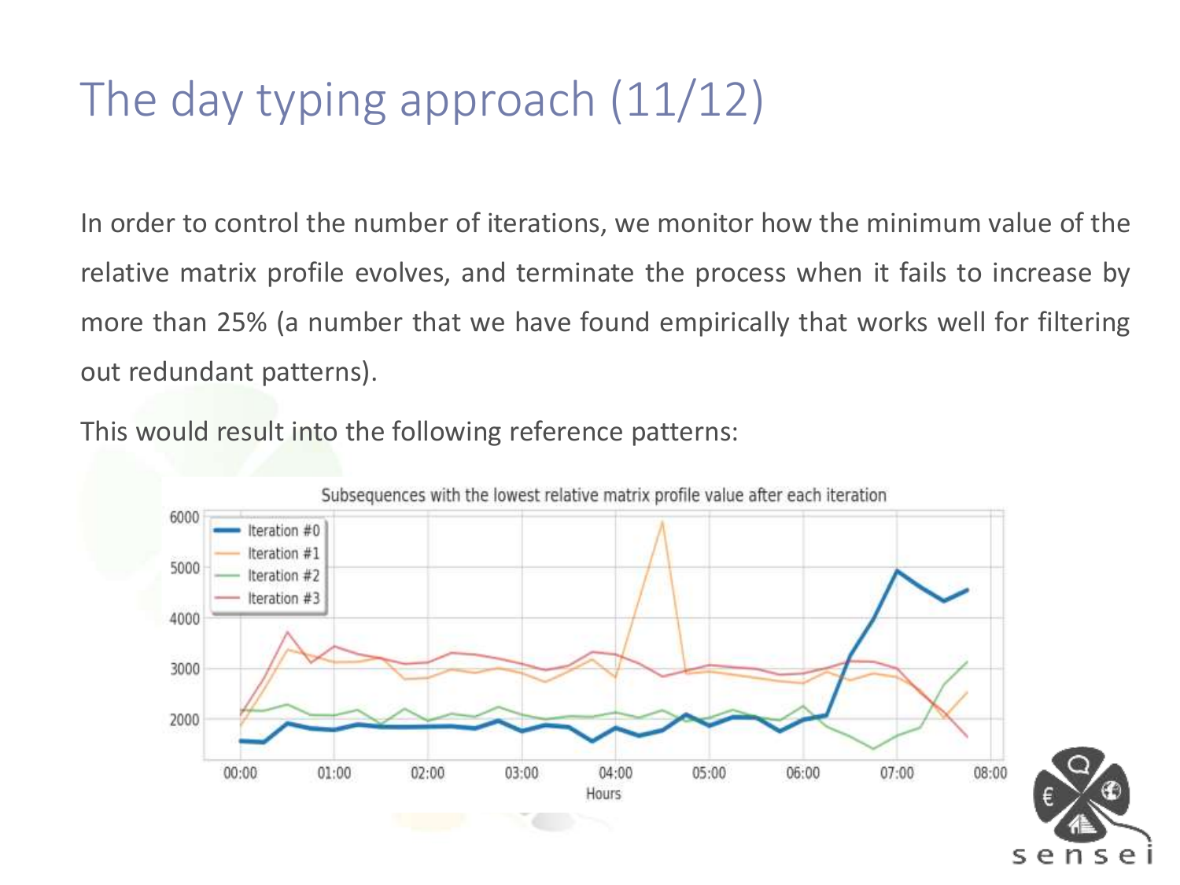# The day typing approach (11/12)

In order to control the number of iterations, we monitor how the minimum value of the relative matrix profile evolves, and terminate the process when it fails to increase by more than 25% (a number that we have found empirically that works well for filtering out redundant patterns).

This would result into the following reference patterns: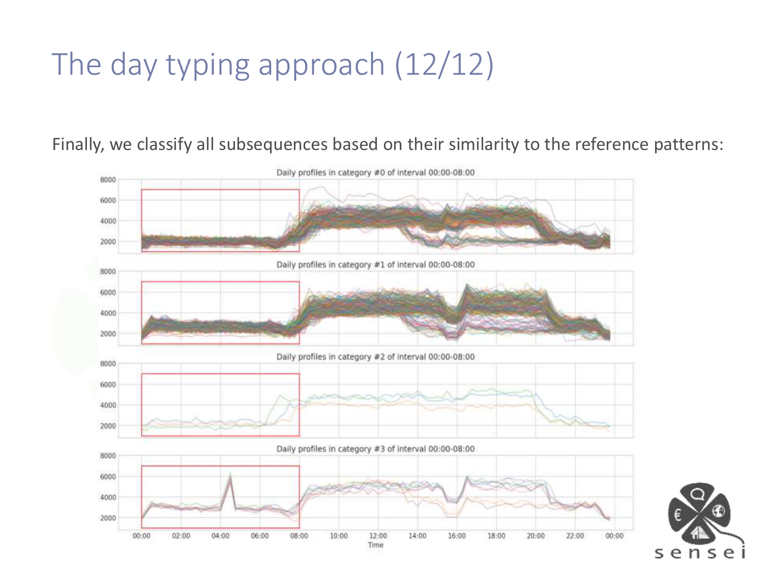# The day typing approach (12/12)

Finally, we classify all subsequences based on their similarity to the reference patterns: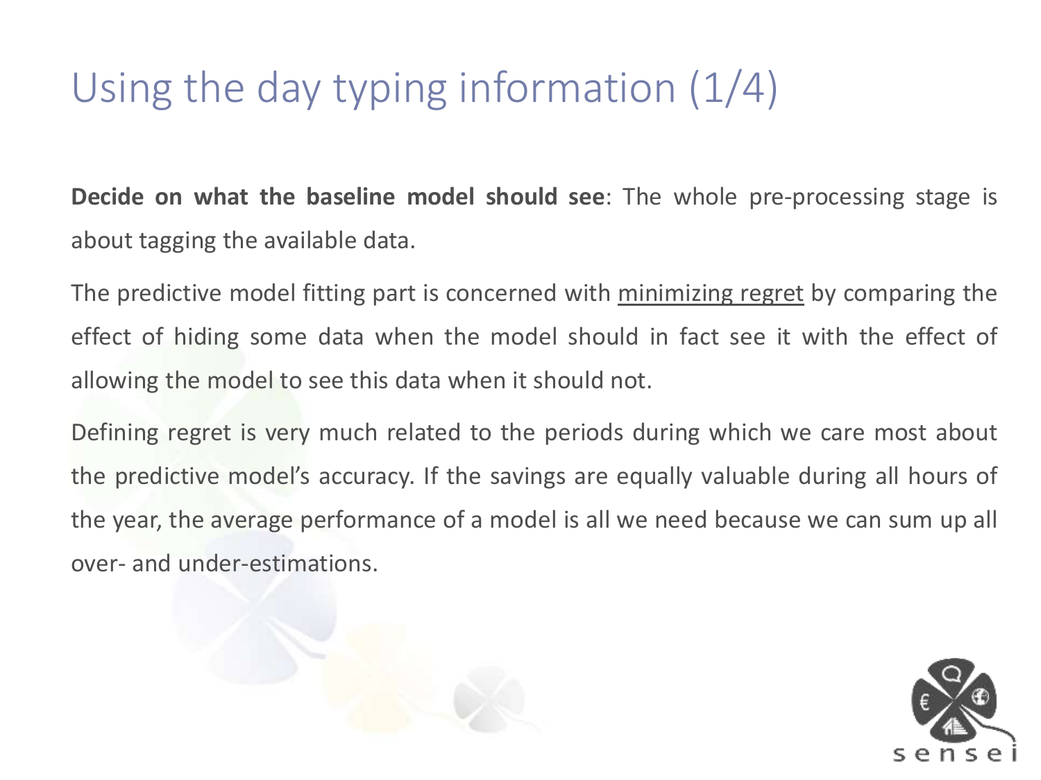# Using the day typing information (1/4)

**Decide on what the baseline model should see**: The whole pre-processing stage is about tagging the available data.

The predictive model fitting part is concerned with minimizing regret by comparing the effect of hiding some data when the model should in fact see it with the effect of allowing the model to see this data when it should not.

Defining regret is very much related to the periods during which we care most about the predictive model's accuracy. If the savings are equally valuable during all hours of the year, the average performance of a model is all we need because we can sum up all over- and under-estimations.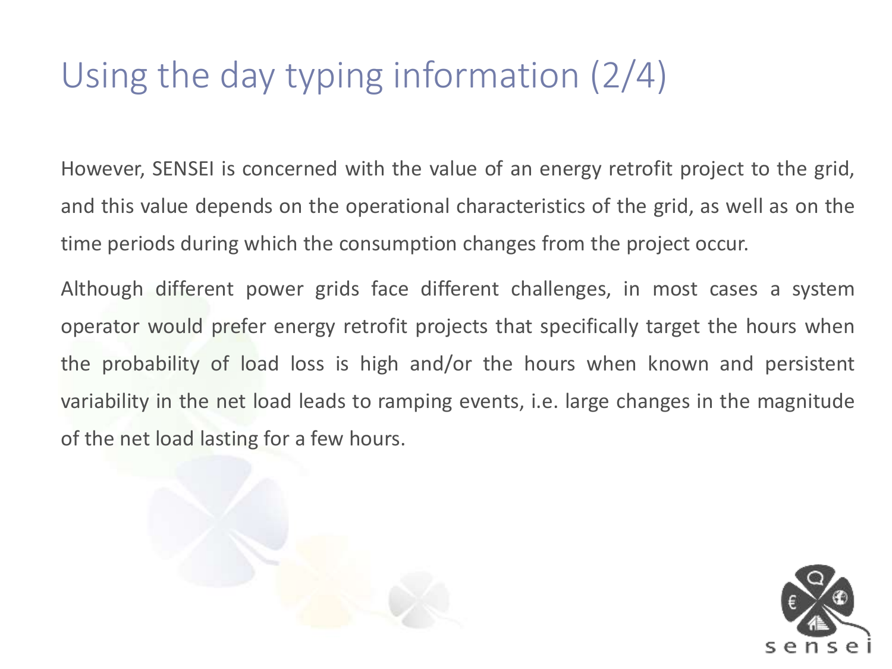# Using the day typing information (2/4)

However, SENSEI is concerned with the value of an energy retrofit project to the grid, and this value depends on the operational characteristics of the grid, as well as on the time periods during which the consumption changes from the project occur.

Although different power grids face different challenges, in most cases a system operator would prefer energy retrofit projects that specifically target the hours when the probability of load loss is high and/or the hours when known and persistent variability in the net load leads to ramping events, i.e. large changes in the magnitude of the net load lasting for a few hours.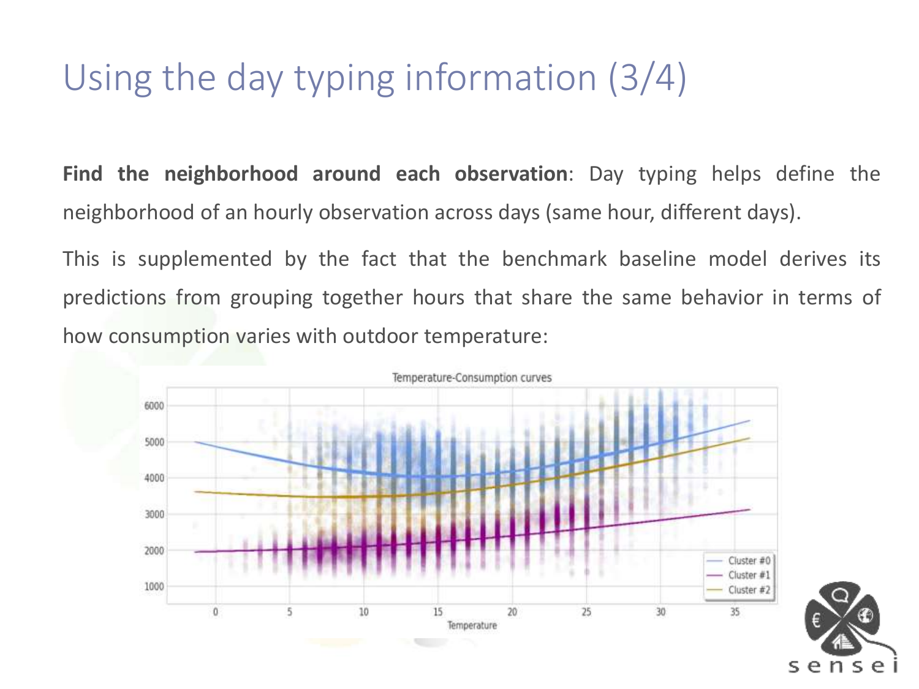# Using the day typing information (3/4)

**Find the neighborhood around each observation**: Day typing helps define the neighborhood of an hourly observation across days (same hour, different days).

This is supplemented by the fact that the benchmark baseline model derives its predictions from grouping together hours that share the same behavior in terms of how consumption varies with outdoor temperature: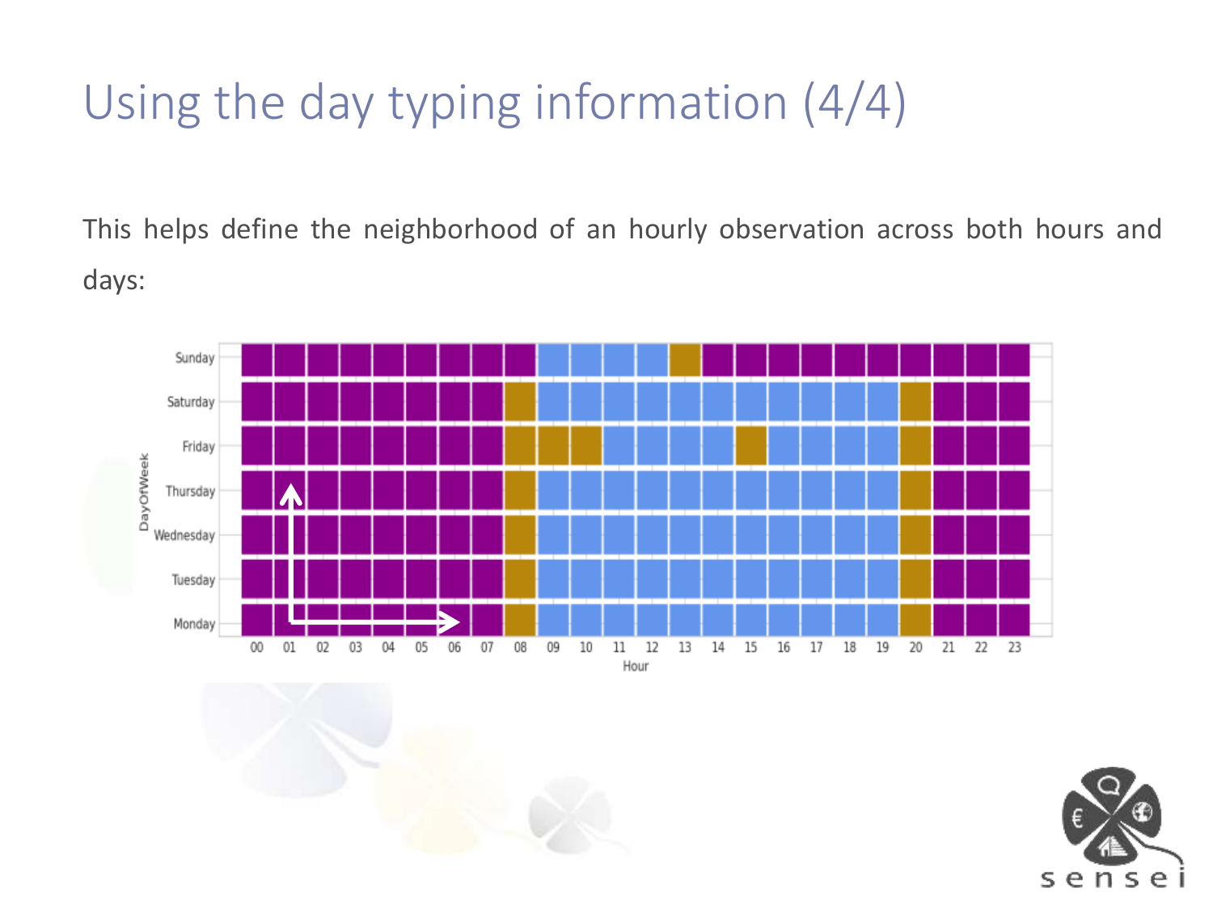# Using the day typing information (4/4)

This helps define the neighborhood of an hourly observation across both hours and days: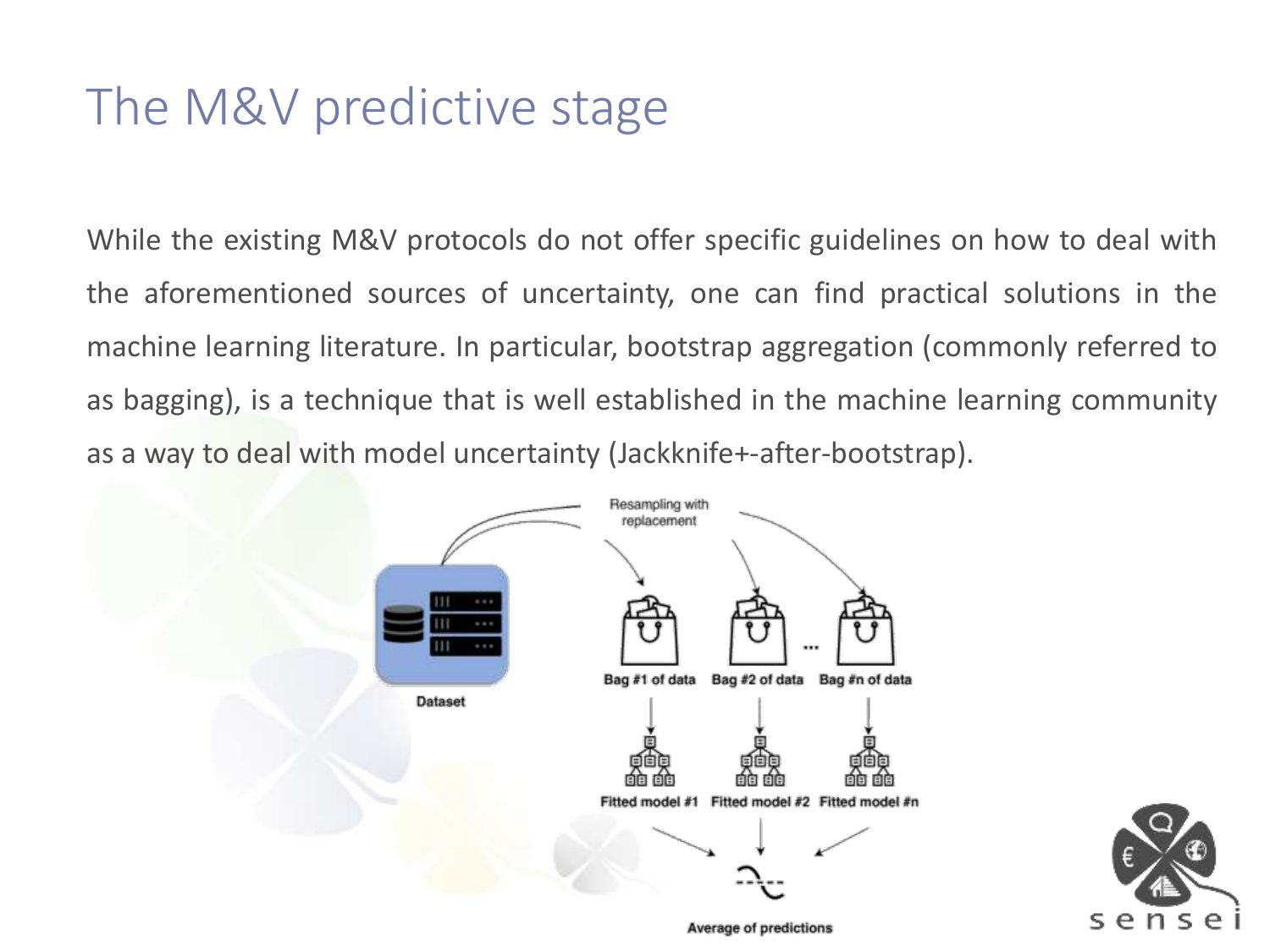# The M&V predictive stage

While the existing M&V protocols do not offer specific guidelines on how to deal with the aforementioned sources of uncertainty, one can find practical solutions in the machine learning literature. In particular, bootstrap aggregation (commonly referred to as bagging), is a technique that is well established in the machine learning community as a way to deal with model uncertainty (Jackknife+-after-bootstrap).

Dataset

Resampling with replacement

Bag #1 of data | Bag #2 of data | ... | Bag #n of data

Fitted model #1 | Fitted model #2 | Fitted model #n

Average of predictions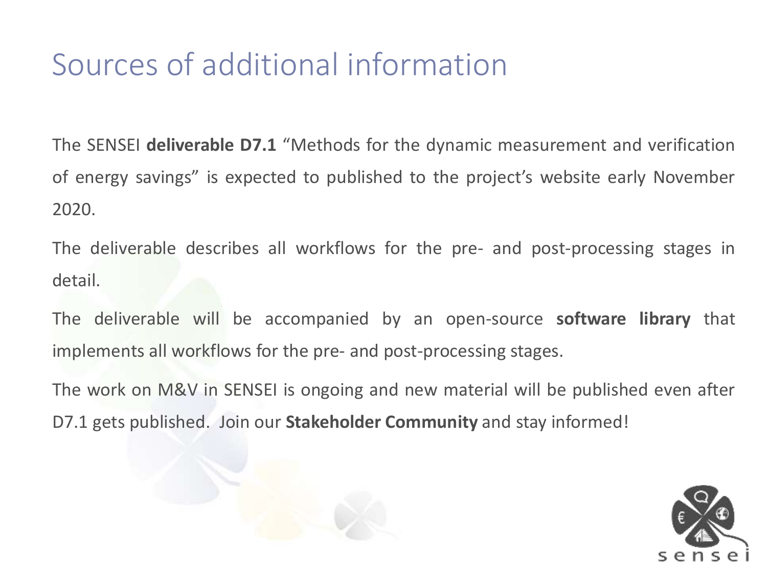# Sources of additional information

The SENSEI **deliverable D7.1** "Methods for the dynamic measurement and verification of energy savings" is expected to published to the project's website early November 2020.

The deliverable describes all workflows for the pre- and post-processing stages in detail.

The deliverable will be accompanied by an open-source **software library** that implements all workflows for the pre- and post-processing stages.

The work on M&V in SENSEI is ongoing and new material will be published even after D7.1 gets published. Join our **Stakeholder Community** and stay informed!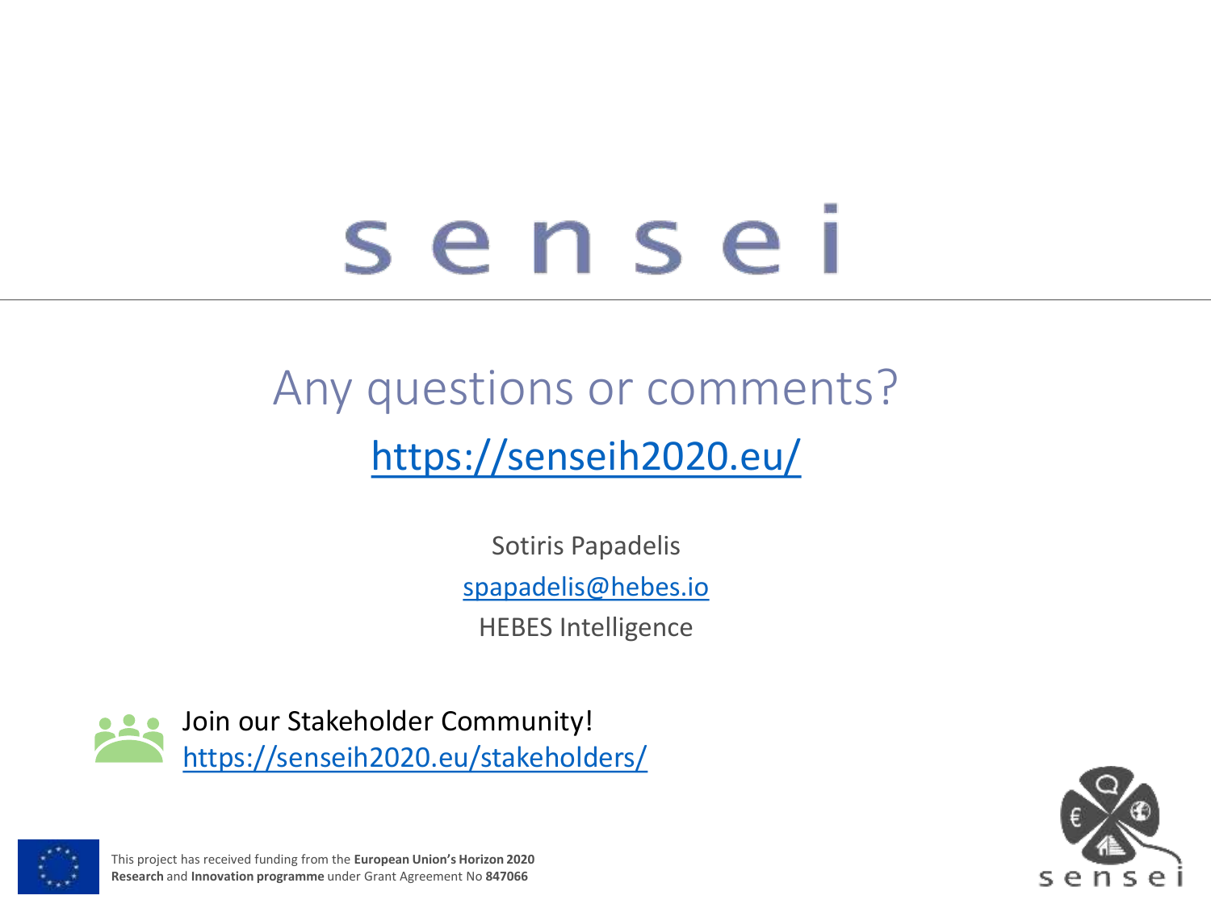# sensei

## Any questions or comments?

https://senseih2020.eu/

Sotiris Papadelis

spapadelis@hebes.io

HEBES Intelligence

Join our Stakeholder Community!
https://senseih2020.eu/stakeholders/

This project has received funding from the **European Union's Horizon 2020 Research** and **Innovation programme** under Grant Agreement No **847066**